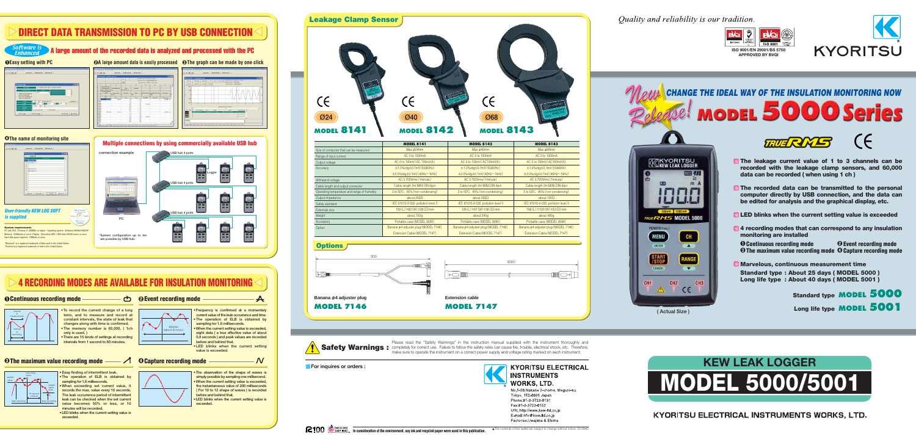# DIRECT DATA TRANSMISSION TO PC BY USB CONNECTION

## Software is Enhanced — A large amount of the recorded data is analyzed and processed with the PC

❶Easy setting with PC ❷A large amount data is easily processed ❸The graph can be made by one click

❹The name of monitoring site

### Multiple connections by using commercially available USB hub

connection example

PC — USB hub 4 ports — Logger

*System configuration up to ten are possible by USB hub.

### User-friendly KEW LOG SOFT is supplied

**System requirements**
PC with CPU : Pentium II 300MHz or higher / Operating system : Windows 98/Me/2000/XP
Memory : 128Mbyte or more / Display : Resolution 800 × 600 dots, 65536 colors or more
Hard disk space required : 10Mbyte or more

"Windows" is a registered trademark of Microsoft in the United States.
"Pentium" is a registered trademark of Intel in the United States.

# 4 RECORDING MODES ARE AVAILABLE FOR INSULATION MONITORING

### ❶Continuous recording mode

- To record the current change of a long term, and to measure and record at constant intervals, the state of leak that changes along with time is confirmed.
- The memory number is 60,000. ( 1ch only is used. )
- There are 15 kinds of settings at recording intervals from 1 second to 60 minutes.

### ❷Event recording mode

- Frequency is confirmed at a momentary current value of the leak occurrence and time.
- The operation of ELB is obtained by sampling for 1.6 milliseconds.
- When the current setting value is exceeded, eight data ( a true effective value of about 0.8 seconds ) and peak values are recorded before and behind that.
- LED blinks when the current setting value is exceeded.

### ❸The maximum value recording mode

- Easy finding of intermittent leak.
- The operation of ELB is obtained by sampling for 1.6 milliseconds.
- When exceeding set current value, it records the max. value every 10 seconds. The leak occurrence period of intermittent leak can be checked when the set current value becomes 50% or less, or 10 minutes will be recorded.
- LED blinks when the current setting value is exceeded.

### ❹Capture recording mode

- The observation of the shape of waves is simply possible by sampling one millisecond.
- When the current setting value is exceeded, the instantaneous value of 200 milliseconds ( For 10 to 12 shape of waves ) is recorded before and behind that.
- LED blinks when the current setting value is exceeded.

# Leakage Clamp Sensor

Ø24 MODEL 8141 — Ø40 MODEL 8142 — Ø68 MODEL 8143

| | MODEL 8141 | MODEL 8142 | MODEL 8143 |
|---|---|---|---|
| Size of conductor that can be measured | Max ϕ24mm | Max ϕ40mm | Max ϕ68mm |
| Range of input current | AC 0 to 1000mA | AC 0 to 1000mA | AC 0 to 1000mA |
| Output voltage | AC 0 to 100mV(AC 100mV/A) | AC 0 to 100mV(AC100mV/A) | AC 0 to 100mV(AC100mV/A) |
| Accuracy | ±1.0%rdg±0.1mV(50/60Hz) | ±1.0%rdg±0.1mV(50/60Hz) | ±1.0%rdg±0.1mV(50/60Hz) |
| | ±2.0%rdg±0.1mV(40Hz〜1kHz) | ±2.0%rdg±0.1mV(40Hz〜1kHz) | ±2.0%rdg±0.1mV(40Hz〜1kHz) |
| Withstand voltage | AC 3,700Vrms(1minute) | AC 3,700Vrms(1minute) | AC 3,700Vrms(1minute) |
| Cable length and output connector | Cable length 2m MINI DIN 6pin | Cable length 2m MINI DIN 6pin | Cable length 2m MINI DIN 6pin |
| Operating temperature and range of humidity | 0 to 50℃, 85% (non condensing) | 0 to 50℃, 85% (non condensing) | 0 to 50℃, 85% (non condensing) |
| Output impedance | about 200Ω | about 200Ω | about 120Ω |
| Safety standard | IEC 61010-2-032; pollution level 3 | IEC 61010-2-032; pollution level 3 | IEC 61010-2-032; pollution level 3 |
| External size | 100(L)×60(W)×26(D) mm | 128(L)×81(W)×36(D) mm | 186(L)×129(W)×53(D) mm |
| Weight | about 150g | about 240g | about 460g |
| Accessory | Portable case (MODEL 9095) | Portable case (MODEL 9095) | Portable case (MODEL 9094) |
| Option | Banana ϕ4 adjuster plug (MODEL 7146) | Banana ϕ4 adjuster plug (MODEL 7146) | Banana ϕ4 adjuster plug (MODEL 7146) |
| | Extension Cable (MODEL 7147) | Extension Cable (MODEL 7147) | Extension Cable (MODEL 7147) |

## Options

Banana ϕ4 adjuster plug — **MODEL 7146** (300)

Extension cable — **MODEL 7147** (3000)

**Safety Warnings :** Please read the "Safety Warnings" in the instruction manual supplied with the instrument thoroughly and completely for correct use. Failure to follow the safety rules can cause fire, trouble, electrical shock, etc. Therefore, make sure to operate the instrument on a correct power supply and voltage rating marked on each instrument.

For inquires or orders :

**KYORITSU ELECTRICAL INSTRUMENTS WORKS, LTD.**
No.5-20,Nakane 2-chome, Meguro-ku, Tokyo, 152-0031 Japan
Phone:81-3-3723-0131
Fax:81-3-3723-0152
URL:http://www.kew-ltd.co.jp
E-mail:info@kew-ltd.co.jp
Factories:Uwajima & Ehime

In consideration of the environment, soy ink and recycled paper were used in this publication.

● The contents of this leaflet are subject to change without notice.

*Quality and reliability is our tradition.*

ISO 9001/EN 29001/BS 5750 APPROVED BY BVQI

KYORITSU

# New Release! CHANGE THE IDEAL WAY OF THE INSULATION MONITORING NOW — MODEL 5000 Series

TRUE RMS

- The leakage current value of 1 to 3 channels can be recorded with the leakage clamp sensors, and 60,000 data can be recorded ( when using 1 ch )
- The recorded data can be transmitted to the personal computer directly by USB connection, and the data can be edited for analysis and the graphical display, etc.
- LED blinks when the current setting value is exceeded
- 4 recording modes that can correspond to any insulation monitoring are installed
  - ❶ Continuous recording mode ❷ Event recording mode
  - ❸ The maximum value recording mode ❹ Capture recording mode
- Marvelous, continuous measurement time
  - Standard type : About 25 days ( MODEL 5000 )
  - Long life type : About 40 days ( MODEL 5001 )

Standard type **MODEL 5000**

Long life type **MODEL 5001**

( Actual Size )

# KEW LEAK LOGGER MODEL 5000/5001

KYORITSU ELECTRICAL INSTRUMENTS WORKS, LTD.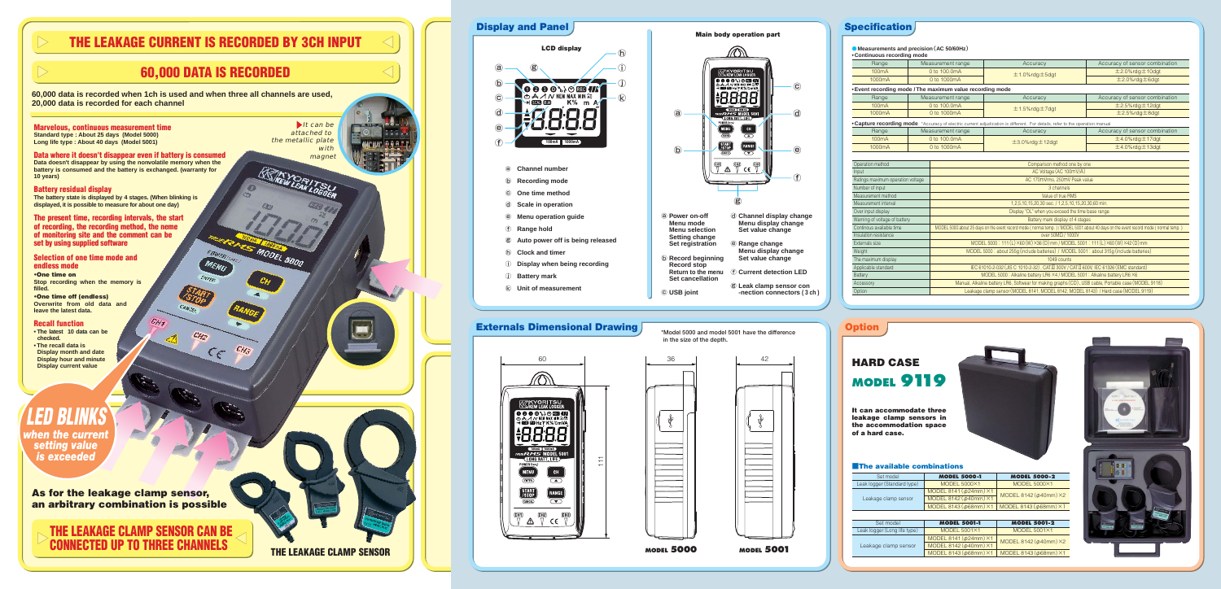# THE LEAKAGE CURRENT IS RECORDED BY 3CH INPUT

## 60,000 DATA IS RECORDED

**60,000 data is recorded when 1ch is used and when three all channels are used, 20,000 data is recorded for each channel**

### Marvelous, continuous measurement time

**Standard type : About 25 days (Model 5000)**
**Long life type : About 40 days (Model 5001)**

### Data where it doesn't disappear even if battery is consumed

**Data doesn't disappear by using the nonvolatile memory when the battery is consumed and the battery is exchanged. (warranty for 10 years)**

### Battery residual display

**The battery state is displayed by 4 stages. (When blinking is displayed, it is possible to measure for about one day)**

### The present time, recording intervals, the start of recording, the recording method, the name of monitoring site and the comment can be set by using supplied software

### Selection of one time mode and endless mode

- **One time on**
**Stop recording when the memory is filled.**
- **One time off (endless)**
**Overwrite from old data and leave the latest data.**

### Recall function

- **The latest 10 data can be checked.**
- **The recall data is Display month and date Display hour and minute Display current value**

*It can be attached to the metallic plate with magnet*

## LED BLINKS

*when the current setting value is exceeded*

**As for the leakage clamp sensor, an arbitrary combination is possible**

## THE LEAKAGE CLAMP SENSOR CAN BE CONNECTED UP TO THREE CHANNELS

**THE LEAKAGE CLAMP SENSOR**

## Display and Panel

**LCD display**

- ⓐ **Channel number**
- ⓑ **Recording mode**
- ⓒ **One time method**
- ⓓ **Scale in operation**
- ⓔ **Menu operation guide**
- ⓕ **Range hold**
- ⓖ **Auto power off is being released**
- ⓗ **Clock and timer**
- ⓘ **Display when being recording**
- ⓙ **Battery mark**
- ⓚ **Unit of measurement**

**Main body operation part**

- ⓐ **Power on-off Menu mode Menu selection Setting change Set registration**
- ⓑ **Record beginning Record stop Return to the menu Set cancellation**
- ⓒ **USB joint**
- ⓓ **Channel display change Menu display change Set value change**
- ⓔ **Range change Menu display change Set value change**
- ⓕ **Current detection LED**
- ⓖ **Leak clamp sensor connection connectors ( 3 ch )**

## Externals Dimensional Drawing

*Model 5000 and model 5001 have the difference in the size of the depth.

60
36
42
111

MODEL 5000
MODEL 5001

## Specification

● **Measurements and precision (AC 50/60Hz)**

• **Continuous recording mode**

| Range | Measurement range | Accuracy | Accuracy of sensor combination |
|---|---|---|---|
| 100mA | 0 to 100.0mA | ±1.0%rdg±5dgt | ±2.0%rdg±10dgt |
| 1000mA | 0 to 1000mA | | ±2.0%rdg±6dgt |

• **Event recording mode / The maximum value recording mode**

| Range | Measurement range | Accuracy | Accuracy of sensor combination |
|---|---|---|---|
| 100mA | 0 to 100.0mA | ±1.5%rdg±7dgt | ±2.5%rdg±12dgt |
| 1000mA | 0 to 1000mA | | ±2.5%rdg±8dgt |

• **Capture recording mode** *Accuracy of electric current adjudication is different. For details, refer to the operation manual.

| Range | Measurement range | Accuracy | Accuracy of sensor combination |
|---|---|---|---|
| 100mA | 0 to 100.0mA | ±3.0%rdg±12dgt | ±4.0%rdg±17dgt |
| 1000mA | 0 to 1000mA | | ±4.0%rdg±13dgt |

| | |
|---|---|
| Operation method | Comparison method one by one |
| Input | AC Voltage (AC 100mV/A) |
| Ratings maximum operation voltage | AC 170mVrms, 250mV Peak value |
| Number of input | 3 channels |
| Measurement method | Value of true RMS |
| Measurement interval | 1,2,5,10,15,20,30 sec. / 1,2,5,10,15,20,30,60 min |
| Over input display | Display "OL" when you exceed the time base range |
| Warning of voltage of battery | Battery mark display of 4 stages |
| Continuous available time | MODEL 5000 about 25 days on the event record mode ( normal temp. ) / MODEL 5001 about 40 days on the event record mode ( normal temp. ) |
| Insulation resistance | over 50MΩ / 1000V |
| Externals size | MODEL 5000 : 111 (L)×60 (W)×36 (D) mm / MODEL 5001 : 111 (L)×60 (W)×42 (D) mm |
| Weight | MODEL 5000 : about 255g (include batteries) / MODEL 5001 : about 315g (include batteries) |
| The maximum display | 1049 counts |
| Applicable standard | IEC 61010-2-032 (JIS C 1010-2-32) : CAT Ⅲ 300V / CAT Ⅱ 600V, IEC 61326 (EMC standard) |
| Battery | MODEL 5000 : Alkaline battery LR6 ×4 / MODEL 5001 : Alkaline battery LR6 ×6 |
| Accessory | Manual, Alkaline battery LR6, Software for making graphs (CD), USB cable, Portable case (MODEL 9118) |
| Option | Leakage clamp sensor (MODEL 8141, MODEL 8142, MODEL 8143) / Hard case (MODEL 9119) |

## Option

### HARD CASE
### MODEL 9119

**It can accommodate three leakage clamp sensors in the accommodation space of a hard case.**

### ■The available combinations

| Set model | MODEL 5000-1 | MODEL 5000-2 |
|---|---|---|
| Leak logger (Standard type) | MODEL 5000×1 | MODEL 5000×1 |
| Leakage clamp sensor | MODEL 8141 (φ24mm)×1 | MODEL 8142 (φ40mm)×2 |
| | MODEL 8142 (φ40mm)×1 | |
| | MODEL 8143 (φ68mm)×1 | MODEL 8143 (φ68mm)×1 |

| Set model | MODEL 5001-1 | MODEL 5001-2 |
|---|---|---|
| Leak logger (Long life type) | MODEL 5001×1 | MODEL 5001×1 |
| Leakage clamp sensor | MODEL 8141 (φ24mm)×1 | MODEL 8142 (φ40mm)×2 |
| | MODEL 8142 (φ40mm)×1 | |
| | MODEL 8143 (φ68mm)×1 | MODEL 8143 (φ68mm)×1 |